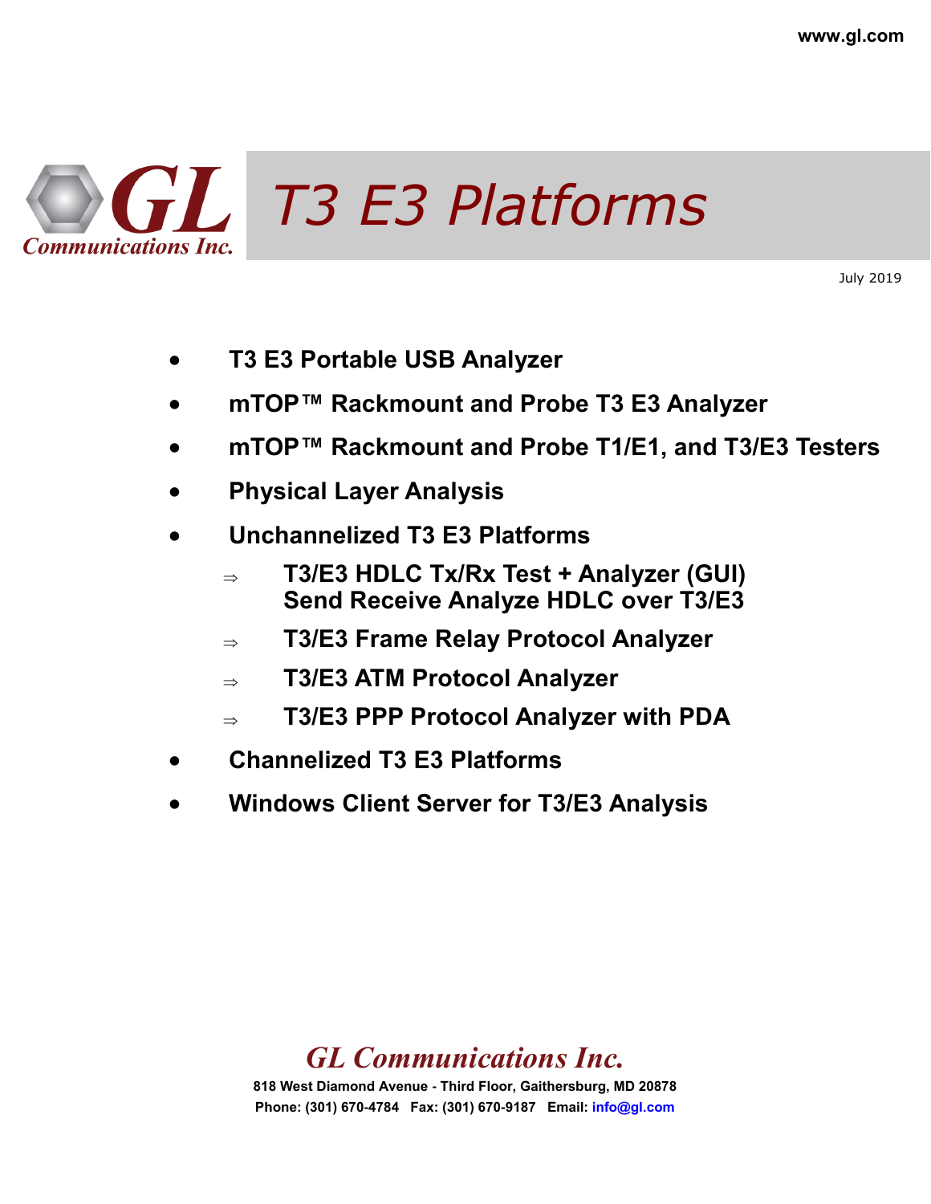www.gl.com

GL Communications Inc.

# T3 E3 Platforms

July 2019

- **T3 E3 Portable USB Analyzer**
- **mTOP™ Rackmount and Probe T3 E3 Analyzer**
- **mTOP™ Rackmount and Probe T1/E1, and T3/E3 Testers**
- **Physical Layer Analysis**
- **Unchannelized T3 E3 Platforms**
  - ⇒ **T3/E3 HDLC Tx/Rx Test + Analyzer (GUI) Send Receive Analyze HDLC over T3/E3**
  - ⇒ **T3/E3 Frame Relay Protocol Analyzer**
  - ⇒ **T3/E3 ATM Protocol Analyzer**
  - ⇒ **T3/E3 PPP Protocol Analyzer with PDA**
- **Channelized T3 E3 Platforms**
- **Windows Client Server for T3/E3 Analysis**

*GL Communications Inc.*

**818 West Diamond Avenue - Third Floor, Gaithersburg, MD 20878**

**Phone: (301) 670-4784 Fax: (301) 670-9187 Email: info@gl.com**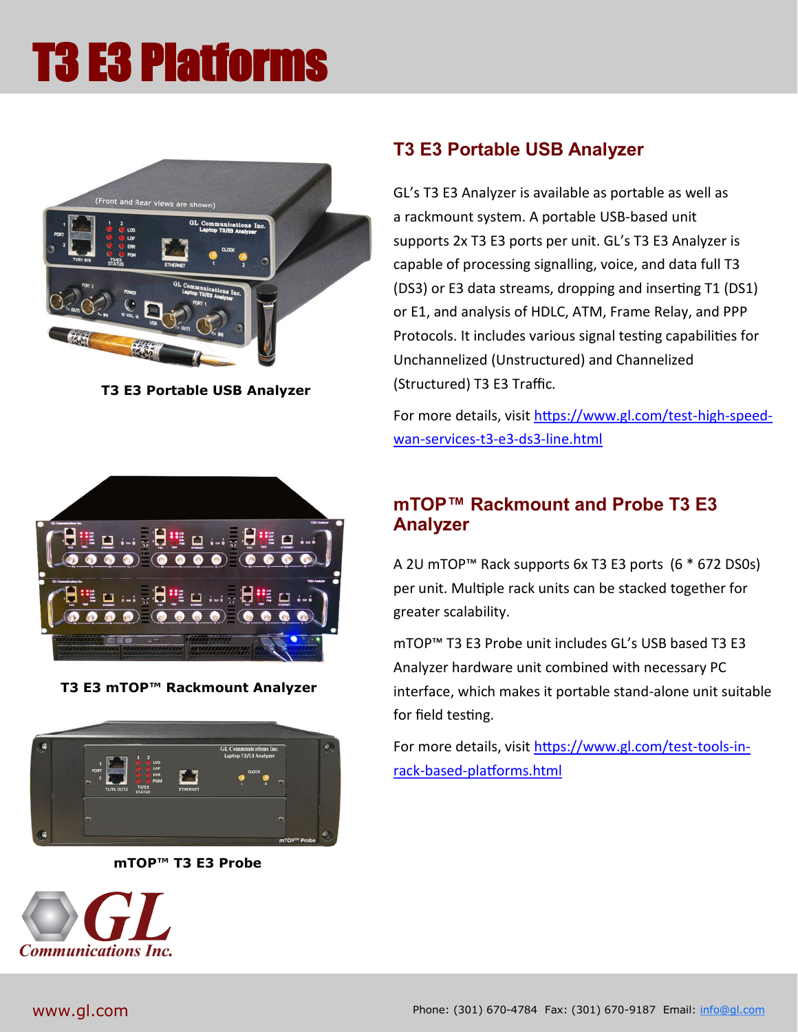# T3 E3 Platforms

T3 E3 Portable USB Analyzer

## T3 E3 Portable USB Analyzer

GL's T3 E3 Analyzer is available as portable as well as a rackmount system. A portable USB-based unit supports 2x T3 E3 ports per unit. GL's T3 E3 Analyzer is capable of processing signalling, voice, and data full T3 (DS3) or E3 data streams, dropping and inserting T1 (DS1) or E1, and analysis of HDLC, ATM, Frame Relay, and PPP Protocols. It includes various signal testing capabilities for Unchannelized (Unstructured) and Channelized (Structured) T3 E3 Traffic.

For more details, visit https://www.gl.com/test-high-speed-wan-services-t3-e3-ds3-line.html

T3 E3 mTOP™ Rackmount Analyzer

mTOP™ T3 E3 Probe

## mTOP™ Rackmount and Probe T3 E3 Analyzer

A 2U mTOP™ Rack supports 6x T3 E3 ports (6 * 672 DS0s) per unit. Multiple rack units can be stacked together for greater scalability.

mTOP™ T3 E3 Probe unit includes GL's USB based T3 E3 Analyzer hardware unit combined with necessary PC interface, which makes it portable stand-alone unit suitable for field testing.

For more details, visit https://www.gl.com/test-tools-in-rack-based-platforms.html

GL Communications Inc.

www.gl.com

Phone: (301) 670-4784 Fax: (301) 670-9187 Email: info@gl.com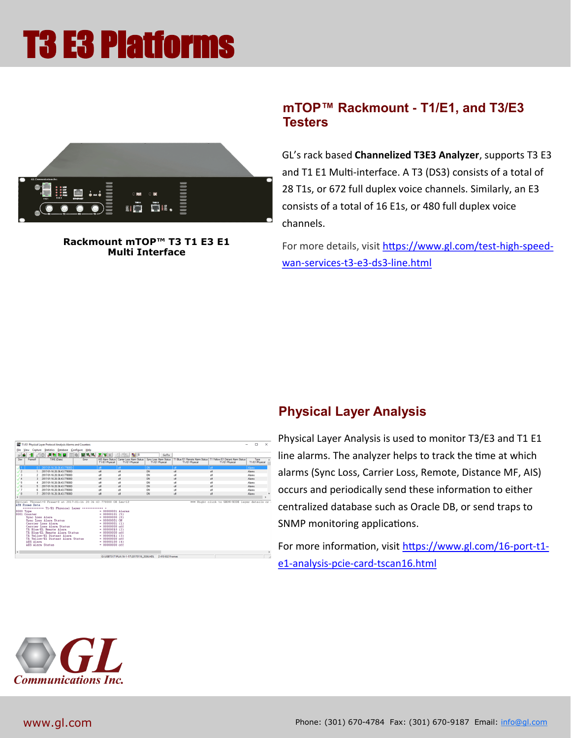# T3 E3 Platforms

## mTOP™ Rackmount - T1/E1, and T3/E3 Testers

**Rackmount mTOP™ T3 T1 E3 E1 Multi Interface**

GL's rack based **Channelized T3E3 Analyzer**, supports T3 E3 and T1 E1 Multi-interface. A T3 (DS3) consists of a total of 28 T1s, or 672 full duplex voice channels. Similarly, an E3 consists of a total of 16 E1s, or 480 full duplex voice channels.

For more details, visit https://www.gl.com/test-high-speed-wan-services-t3-e3-ds3-line.html

## Physical Layer Analysis

Physical Layer Analysis is used to monitor T3/E3 and T1 E1 line alarms. The analyzer helps to track the time at which alarms (Sync Loss, Carrier Loss, Remote, Distance MF, AIS) occurs and periodically send these information to either centralized database such as Oracle DB, or send traps to SNMP monitoring applications.

For more information, visit https://www.gl.com/16-port-t1-e1-analysis-pcie-card-tscan16.html

GL Communications Inc.

www.gl.com

Phone: (301) 670-4784 Fax: (301) 670-9187 Email: info@gl.com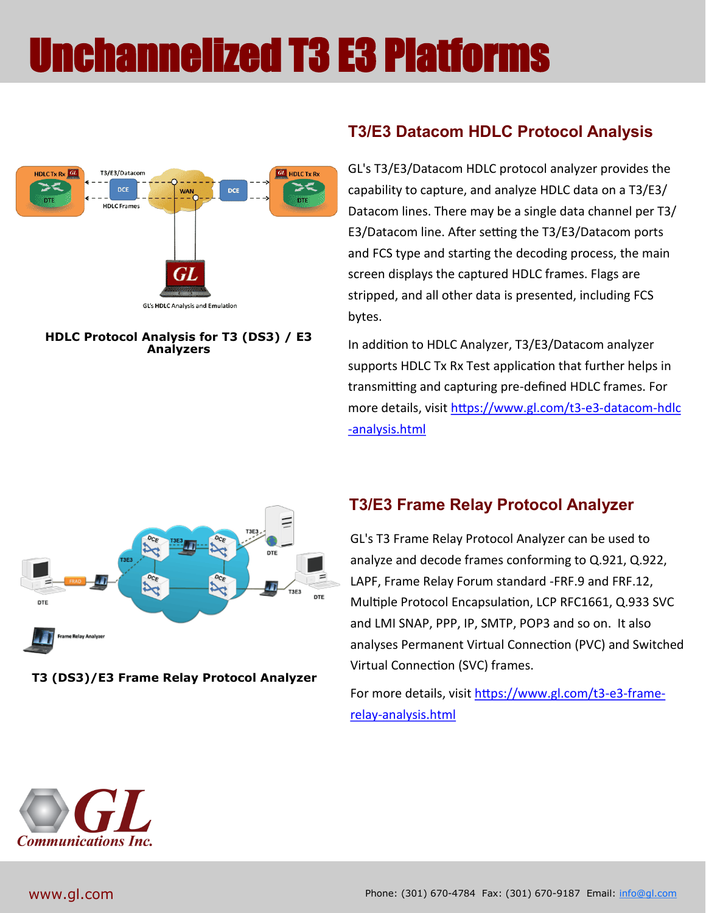# Unchannelized T3 E3 Platforms

## T3/E3 Datacom HDLC Protocol Analysis

HDLC Protocol Analysis for T3 (DS3) / E3 Analyzers

GL's T3/E3/Datacom HDLC protocol analyzer provides the capability to capture, and analyze HDLC data on a T3/E3/Datacom lines. There may be a single data channel per T3/E3/Datacom line. After setting the T3/E3/Datacom ports and FCS type and starting the decoding process, the main screen displays the captured HDLC frames. Flags are stripped, and all other data is presented, including FCS bytes.

In addition to HDLC Analyzer, T3/E3/Datacom analyzer supports HDLC Tx Rx Test application that further helps in transmitting and capturing pre-defined HDLC frames. For more details, visit https://www.gl.com/t3-e3-datacom-hdlc-analysis.html

## T3/E3 Frame Relay Protocol Analyzer

T3 (DS3)/E3 Frame Relay Protocol Analyzer

GL's T3 Frame Relay Protocol Analyzer can be used to analyze and decode frames conforming to Q.921, Q.922, LAPF, Frame Relay Forum standard -FRF.9 and FRF.12, Multiple Protocol Encapsulation, LCP RFC1661, Q.933 SVC and LMI SNAP, PPP, IP, SMTP, POP3 and so on. It also analyses Permanent Virtual Connection (PVC) and Switched Virtual Connection (SVC) frames.

For more details, visit https://www.gl.com/t3-e3-frame-relay-analysis.html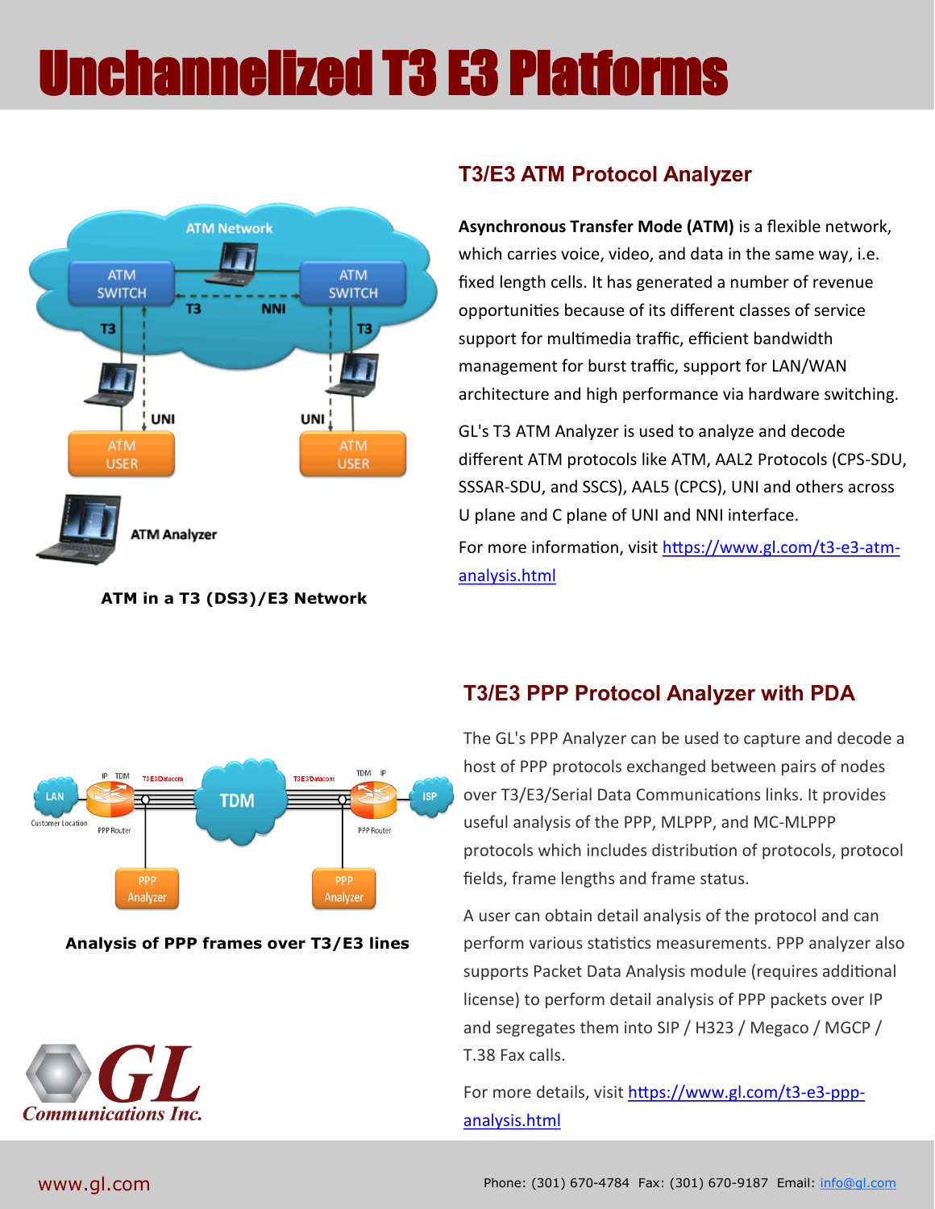# Unchannelized T3 E3 Platforms

## T3/E3 ATM Protocol Analyzer

**Asynchronous Transfer Mode (ATM)** is a flexible network, which carries voice, video, and data in the same way, i.e. fixed length cells. It has generated a number of revenue opportunities because of its different classes of service support for multimedia traffic, efficient bandwidth management for burst traffic, support for LAN/WAN architecture and high performance via hardware switching.

GL's T3 ATM Analyzer is used to analyze and decode different ATM protocols like ATM, AAL2 Protocols (CPS-SDU, SSSAR-SDU, and SSCS), AAL5 (CPCS), UNI and others across U plane and C plane of UNI and NNI interface.

For more information, visit https://www.gl.com/t3-e3-atm-analysis.html

**ATM in a T3 (DS3)/E3 Network**

## T3/E3 PPP Protocol Analyzer with PDA

The GL's PPP Analyzer can be used to capture and decode a host of PPP protocols exchanged between pairs of nodes over T3/E3/Serial Data Communications links. It provides useful analysis of the PPP, MLPPP, and MC-MLPPP protocols which includes distribution of protocols, protocol fields, frame lengths and frame status.

A user can obtain detail analysis of the protocol and can perform various statistics measurements. PPP analyzer also supports Packet Data Analysis module (requires additional license) to perform detail analysis of PPP packets over IP and segregates them into SIP / H323 / Megaco / MGCP / T.38 Fax calls.

For more details, visit https://www.gl.com/t3-e3-ppp-analysis.html

**Analysis of PPP frames over T3/E3 lines**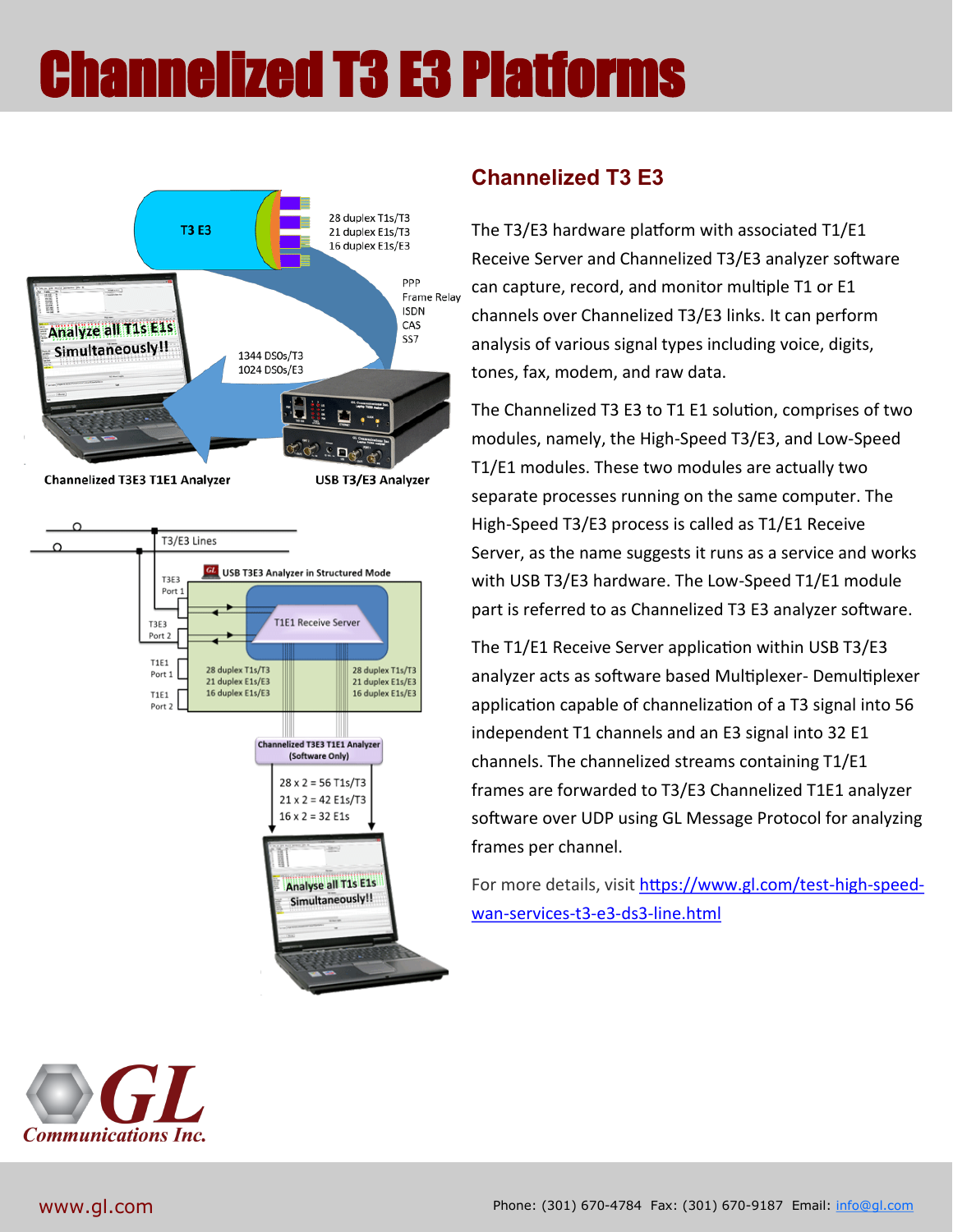# Channelized T3 E3 Platforms

## Channelized T3 E3

The T3/E3 hardware platform with associated T1/E1 Receive Server and Channelized T3/E3 analyzer software can capture, record, and monitor multiple T1 or E1 channels over Channelized T3/E3 links. It can perform analysis of various signal types including voice, digits, tones, fax, modem, and raw data.

The Channelized T3 E3 to T1 E1 solution, comprises of two modules, namely, the High-Speed T3/E3, and Low-Speed T1/E1 modules. These two modules are actually two separate processes running on the same computer. The High-Speed T3/E3 process is called as T1/E1 Receive Server, as the name suggests it runs as a service and works with USB T3/E3 hardware. The Low-Speed T1/E1 module part is referred to as Channelized T3 E3 analyzer software.

The T1/E1 Receive Server application within USB T3/E3 analyzer acts as software based Multiplexer- Demultiplexer application capable of channelization of a T3 signal into 56 independent T1 channels and an E3 signal into 32 E1 channels. The channelized streams containing T1/E1 frames are forwarded to T3/E3 Channelized T1E1 analyzer software over UDP using GL Message Protocol for analyzing frames per channel.

For more details, visit [https://www.gl.com/test-high-speed-wan-services-t3-e3-ds3-line.html](https://www.gl.com/test-high-speed-wan-services-t3-e3-ds3-line.html)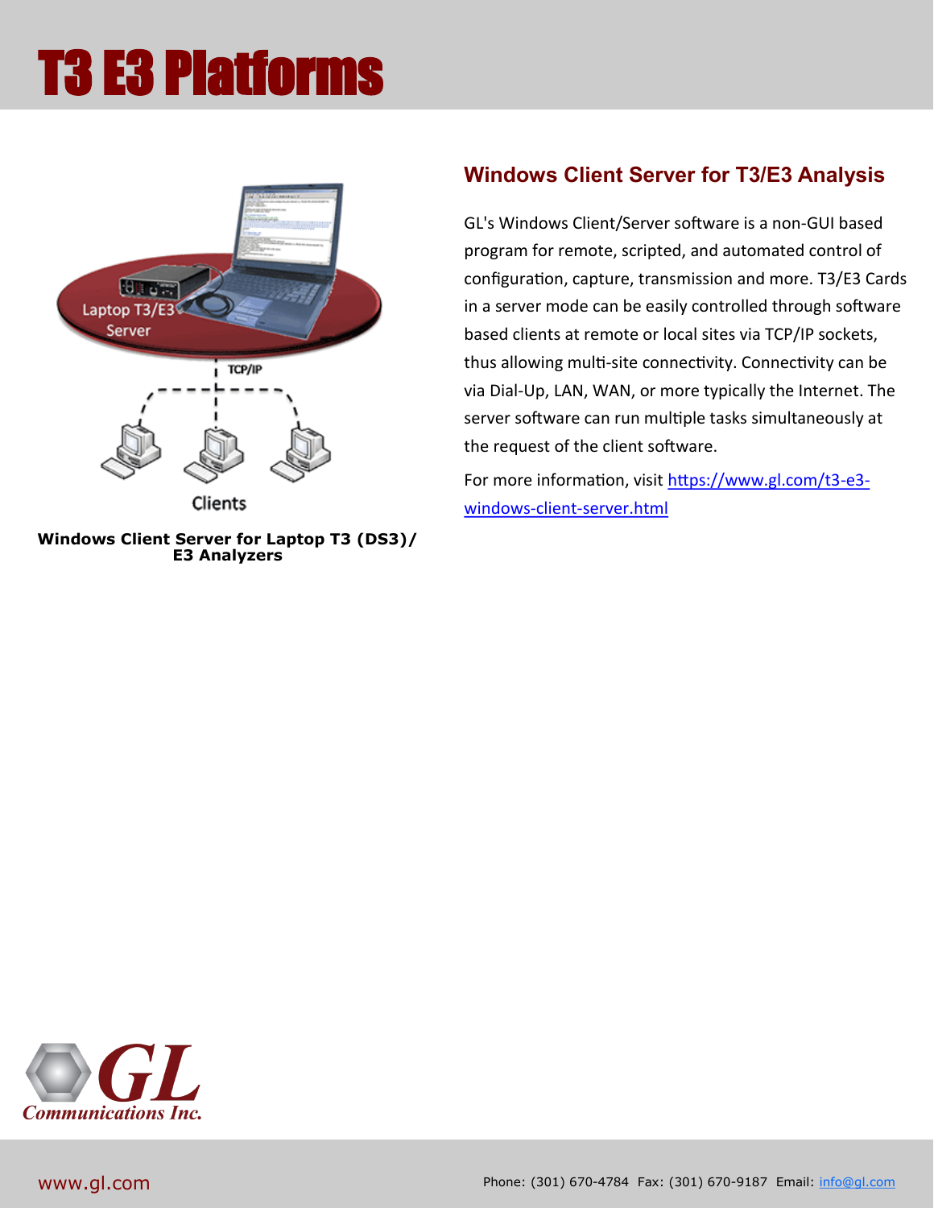# T3 E3 Platforms

Laptop T3/E3 Server

TCP/IP

Clients

**Windows Client Server for Laptop T3 (DS3)/ E3 Analyzers**

## Windows Client Server for T3/E3 Analysis

GL's Windows Client/Server software is a non-GUI based program for remote, scripted, and automated control of configuration, capture, transmission and more. T3/E3 Cards in a server mode can be easily controlled through software based clients at remote or local sites via TCP/IP sockets, thus allowing multi-site connectivity. Connectivity can be via Dial-Up, LAN, WAN, or more typically the Internet. The server software can run multiple tasks simultaneously at the request of the client software.

For more information, visit https://www.gl.com/t3-e3-windows-client-server.html